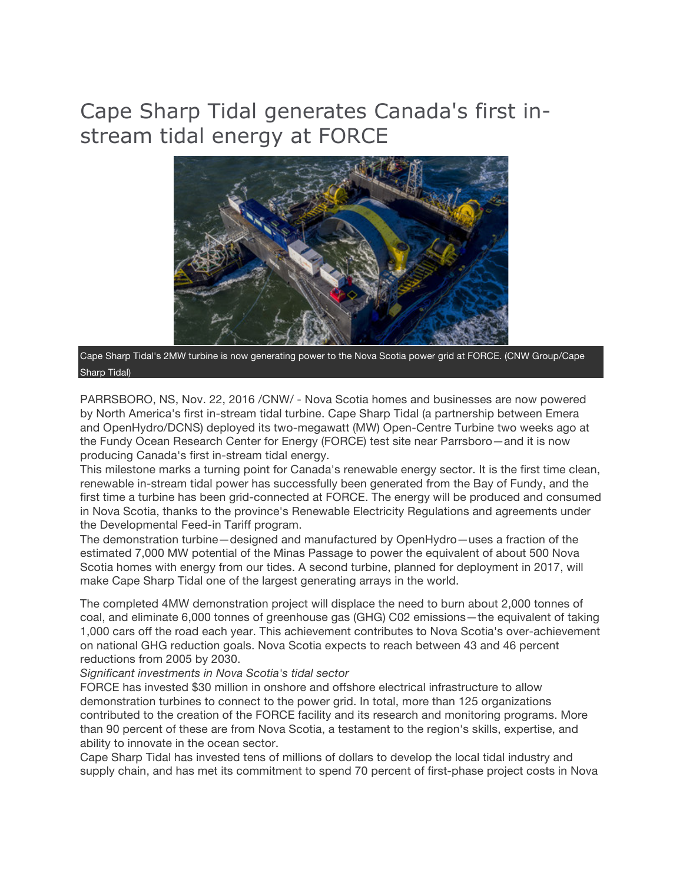# Cape Sharp Tidal generates Canada's first in-stream tidal energy at FORCE

Cape Sharp Tidal's 2MW turbine is now generating power to the Nova Scotia power grid at FORCE. (CNW Group/Cape Sharp Tidal)

PARRSBORO, NS, Nov. 22, 2016 /CNW/ - Nova Scotia homes and businesses are now powered by North America's first in-stream tidal turbine. Cape Sharp Tidal (a partnership between Emera and OpenHydro/DCNS) deployed its two-megawatt (MW) Open-Centre Turbine two weeks ago at the Fundy Ocean Research Center for Energy (FORCE) test site near Parrsboro—and it is now producing Canada's first in-stream tidal energy.

This milestone marks a turning point for Canada's renewable energy sector. It is the first time clean, renewable in-stream tidal power has successfully been generated from the Bay of Fundy, and the first time a turbine has been grid-connected at FORCE. The energy will be produced and consumed in Nova Scotia, thanks to the province's Renewable Electricity Regulations and agreements under the Developmental Feed-in Tariff program.

The demonstration turbine—designed and manufactured by OpenHydro—uses a fraction of the estimated 7,000 MW potential of the Minas Passage to power the equivalent of about 500 Nova Scotia homes with energy from our tides. A second turbine, planned for deployment in 2017, will make Cape Sharp Tidal one of the largest generating arrays in the world.

The completed 4MW demonstration project will displace the need to burn about 2,000 tonnes of coal, and eliminate 6,000 tonnes of greenhouse gas (GHG) C02 emissions—the equivalent of taking 1,000 cars off the road each year. This achievement contributes to Nova Scotia's over-achievement on national GHG reduction goals. Nova Scotia expects to reach between 43 and 46 percent reductions from 2005 by 2030.

*Significant investments in Nova Scotia's tidal sector*

FORCE has invested $30 million in onshore and offshore electrical infrastructure to allow demonstration turbines to connect to the power grid. In total, more than 125 organizations contributed to the creation of the FORCE facility and its research and monitoring programs. More than 90 percent of these are from Nova Scotia, a testament to the region's skills, expertise, and ability to innovate in the ocean sector.

Cape Sharp Tidal has invested tens of millions of dollars to develop the local tidal industry and supply chain, and has met its commitment to spend 70 percent of first-phase project costs in Nova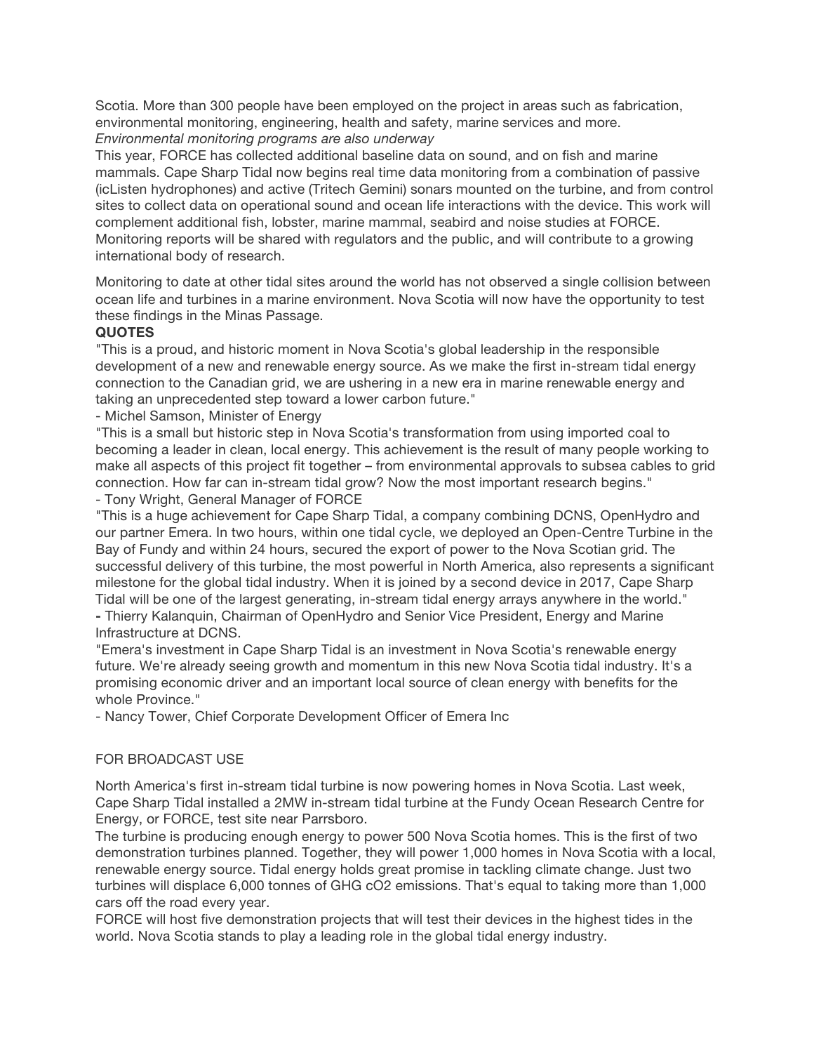Scotia. More than 300 people have been employed on the project in areas such as fabrication, environmental monitoring, engineering, health and safety, marine services and more.

*Environmental monitoring programs are also underway*

This year, FORCE has collected additional baseline data on sound, and on fish and marine mammals. Cape Sharp Tidal now begins real time data monitoring from a combination of passive (icListen hydrophones) and active (Tritech Gemini) sonars mounted on the turbine, and from control sites to collect data on operational sound and ocean life interactions with the device. This work will complement additional fish, lobster, marine mammal, seabird and noise studies at FORCE. Monitoring reports will be shared with regulators and the public, and will contribute to a growing international body of research.

Monitoring to date at other tidal sites around the world has not observed a single collision between ocean life and turbines in a marine environment. Nova Scotia will now have the opportunity to test these findings in the Minas Passage.

**QUOTES**

"This is a proud, and historic moment in Nova Scotia's global leadership in the responsible development of a new and renewable energy source. As we make the first in-stream tidal energy connection to the Canadian grid, we are ushering in a new era in marine renewable energy and taking an unprecedented step toward a lower carbon future."

- Michel Samson, Minister of Energy

"This is a small but historic step in Nova Scotia's transformation from using imported coal to becoming a leader in clean, local energy. This achievement is the result of many people working to make all aspects of this project fit together – from environmental approvals to subsea cables to grid connection. How far can in-stream tidal grow? Now the most important research begins."

- Tony Wright, General Manager of FORCE

"This is a huge achievement for Cape Sharp Tidal, a company combining DCNS, OpenHydro and our partner Emera. In two hours, within one tidal cycle, we deployed an Open-Centre Turbine in the Bay of Fundy and within 24 hours, secured the export of power to the Nova Scotian grid. The successful delivery of this turbine, the most powerful in North America, also represents a significant milestone for the global tidal industry. When it is joined by a second device in 2017, Cape Sharp Tidal will be one of the largest generating, in-stream tidal energy arrays anywhere in the world."

**-** Thierry Kalanquin, Chairman of OpenHydro and Senior Vice President, Energy and Marine Infrastructure at DCNS.

"Emera's investment in Cape Sharp Tidal is an investment in Nova Scotia's renewable energy future. We're already seeing growth and momentum in this new Nova Scotia tidal industry. It's a promising economic driver and an important local source of clean energy with benefits for the whole Province."

- Nancy Tower, Chief Corporate Development Officer of Emera Inc

FOR BROADCAST USE

North America's first in-stream tidal turbine is now powering homes in Nova Scotia. Last week, Cape Sharp Tidal installed a 2MW in-stream tidal turbine at the Fundy Ocean Research Centre for Energy, or FORCE, test site near Parrsboro.

The turbine is producing enough energy to power 500 Nova Scotia homes. This is the first of two demonstration turbines planned. Together, they will power 1,000 homes in Nova Scotia with a local, renewable energy source. Tidal energy holds great promise in tackling climate change. Just two turbines will displace 6,000 tonnes of GHG $cO_2$ emissions. That's equal to taking more than 1,000 cars off the road every year.

FORCE will host five demonstration projects that will test their devices in the highest tides in the world. Nova Scotia stands to play a leading role in the global tidal energy industry.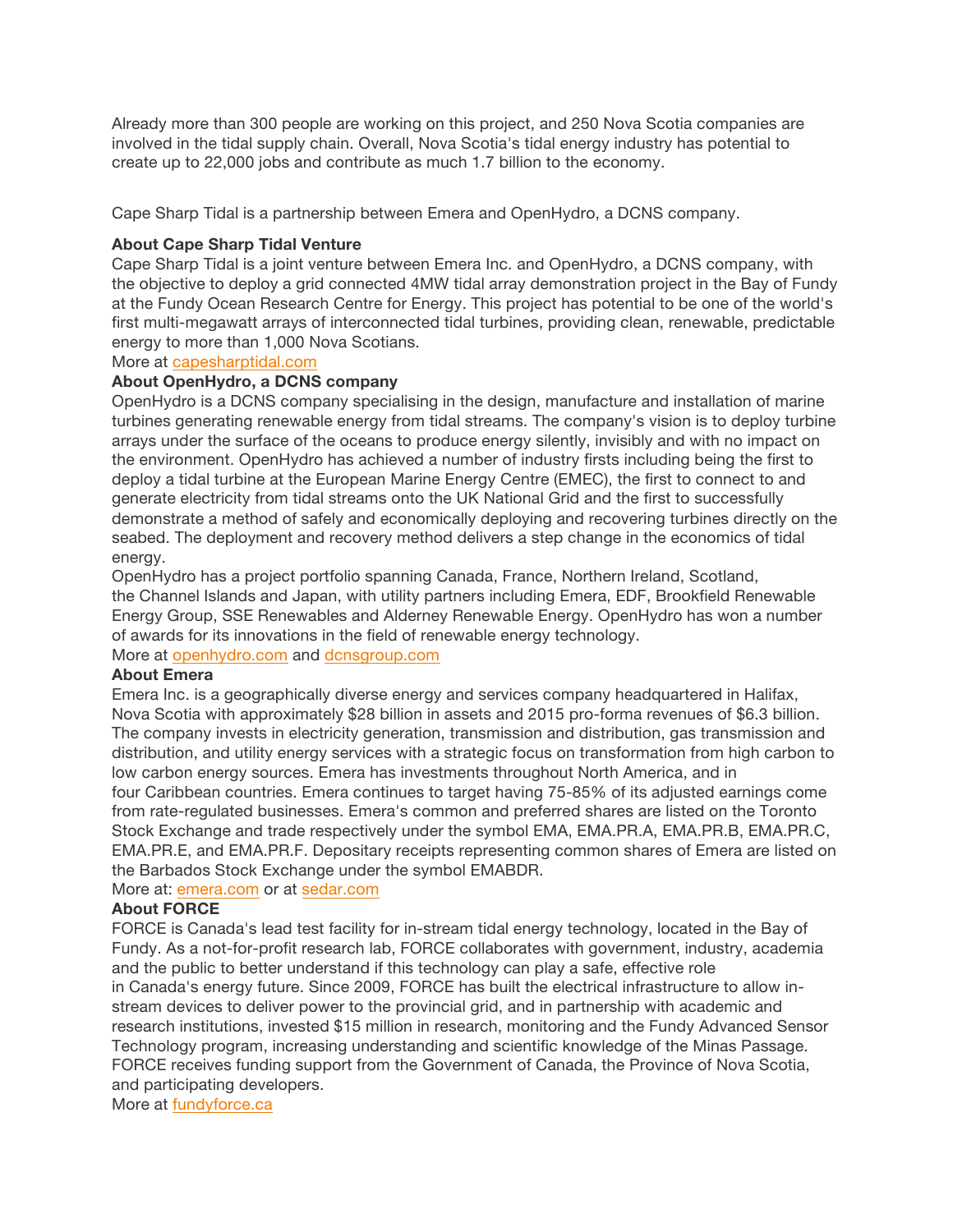Already more than 300 people are working on this project, and 250 Nova Scotia companies are involved in the tidal supply chain. Overall, Nova Scotia's tidal energy industry has potential to create up to 22,000 jobs and contribute as much 1.7 billion to the economy.

Cape Sharp Tidal is a partnership between Emera and OpenHydro, a DCNS company.

**About Cape Sharp Tidal Venture**
Cape Sharp Tidal is a joint venture between Emera Inc. and OpenHydro, a DCNS company, with the objective to deploy a grid connected 4MW tidal array demonstration project in the Bay of Fundy at the Fundy Ocean Research Centre for Energy. This project has potential to be one of the world's first multi-megawatt arrays of interconnected tidal turbines, providing clean, renewable, predictable energy to more than 1,000 Nova Scotians.
More at [capesharptidal.com](capesharptidal.com)

**About OpenHydro, a DCNS company**
OpenHydro is a DCNS company specialising in the design, manufacture and installation of marine turbines generating renewable energy from tidal streams. The company's vision is to deploy turbine arrays under the surface of the oceans to produce energy silently, invisibly and with no impact on the environment. OpenHydro has achieved a number of industry firsts including being the first to deploy a tidal turbine at the European Marine Energy Centre (EMEC), the first to connect to and generate electricity from tidal streams onto the UK National Grid and the first to successfully demonstrate a method of safely and economically deploying and recovering turbines directly on the seabed. The deployment and recovery method delivers a step change in the economics of tidal energy.
OpenHydro has a project portfolio spanning Canada, France, Northern Ireland, Scotland, the Channel Islands and Japan, with utility partners including Emera, EDF, Brookfield Renewable Energy Group, SSE Renewables and Alderney Renewable Energy. OpenHydro has won a number of awards for its innovations in the field of renewable energy technology.
More at [openhydro.com](openhydro.com) and [dcnsgroup.com](dcnsgroup.com)

**About Emera**
Emera Inc. is a geographically diverse energy and services company headquartered in Halifax, Nova Scotia with approximately $28 billion in assets and 2015 pro-forma revenues of $6.3 billion. The company invests in electricity generation, transmission and distribution, gas transmission and distribution, and utility energy services with a strategic focus on transformation from high carbon to low carbon energy sources. Emera has investments throughout North America, and in four Caribbean countries. Emera continues to target having 75-85% of its adjusted earnings come from rate-regulated businesses. Emera's common and preferred shares are listed on the Toronto Stock Exchange and trade respectively under the symbol EMA, EMA.PR.A, EMA.PR.B, EMA.PR.C, EMA.PR.E, and EMA.PR.F. Depositary receipts representing common shares of Emera are listed on the Barbados Stock Exchange under the symbol EMABDR.
More at: [emera.com](emera.com) or at [sedar.com](sedar.com)

**About FORCE**
FORCE is Canada's lead test facility for in-stream tidal energy technology, located in the Bay of Fundy. As a not-for-profit research lab, FORCE collaborates with government, industry, academia and the public to better understand if this technology can play a safe, effective role in Canada's energy future. Since 2009, FORCE has built the electrical infrastructure to allow in-stream devices to deliver power to the provincial grid, and in partnership with academic and research institutions, invested $15 million in research, monitoring and the Fundy Advanced Sensor Technology program, increasing understanding and scientific knowledge of the Minas Passage. FORCE receives funding support from the Government of Canada, the Province of Nova Scotia, and participating developers.
More at [fundyforce.ca](fundyforce.ca)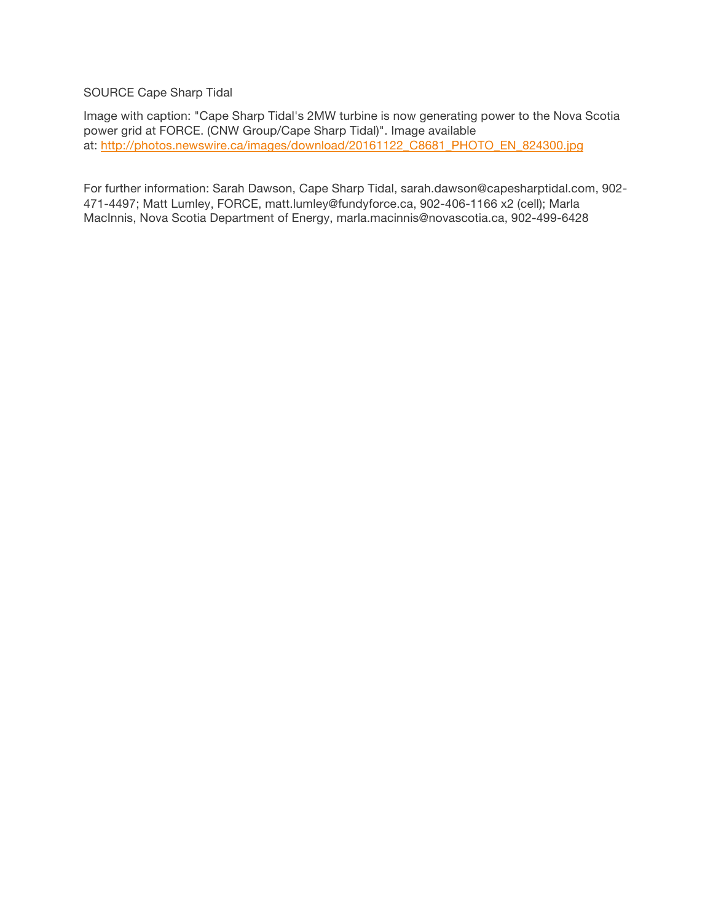SOURCE Cape Sharp Tidal

Image with caption: "Cape Sharp Tidal's 2MW turbine is now generating power to the Nova Scotia power grid at FORCE. (CNW Group/Cape Sharp Tidal)". Image available at: [http://photos.newswire.ca/images/download/20161122_C8681_PHOTO_EN_824300.jpg](http://photos.newswire.ca/images/download/20161122_C8681_PHOTO_EN_824300.jpg)

For further information: Sarah Dawson, Cape Sharp Tidal, sarah.dawson@capesharptidal.com, 902-471-4497; Matt Lumley, FORCE, matt.lumley@fundyforce.ca, 902-406-1166 x2 (cell); Marla MacInnis, Nova Scotia Department of Energy, marla.macinnis@novascotia.ca, 902-499-6428